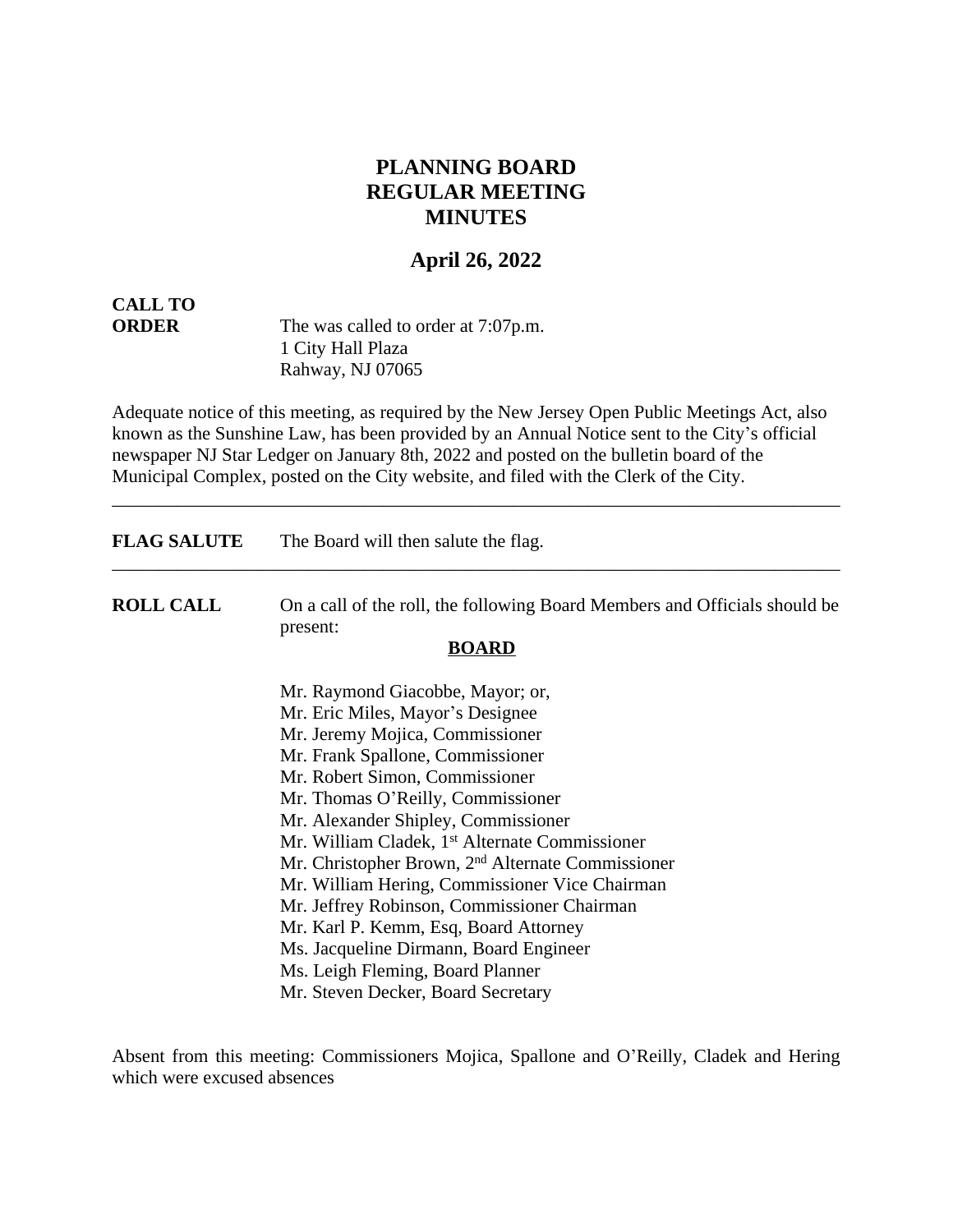# PLANNING BOARD
# REGULAR MEETING
# MINUTES

## April 26, 2022

**CALL TO ORDER** The was called to order at 7:07p.m.
1 City Hall Plaza
Rahway, NJ 07065

Adequate notice of this meeting, as required by the New Jersey Open Public Meetings Act, also known as the Sunshine Law, has been provided by an Annual Notice sent to the City's official newspaper NJ Star Ledger on January 8th, 2022 and posted on the bulletin board of the Municipal Complex, posted on the City website, and filed with the Clerk of the City.

---

**FLAG SALUTE** The Board will then salute the flag.

---

**ROLL CALL** On a call of the roll, the following Board Members and Officials should be present:

**BOARD**

Mr. Raymond Giacobbe, Mayor; or,
Mr. Eric Miles, Mayor's Designee
Mr. Jeremy Mojica, Commissioner
Mr. Frank Spallone, Commissioner
Mr. Robert Simon, Commissioner
Mr. Thomas O'Reilly, Commissioner
Mr. Alexander Shipley, Commissioner
Mr. William Cladek, 1st Alternate Commissioner
Mr. Christopher Brown, 2nd Alternate Commissioner
Mr. William Hering, Commissioner Vice Chairman
Mr. Jeffrey Robinson, Commissioner Chairman
Mr. Karl P. Kemm, Esq, Board Attorney
Ms. Jacqueline Dirmann, Board Engineer
Ms. Leigh Fleming, Board Planner
Mr. Steven Decker, Board Secretary

Absent from this meeting: Commissioners Mojica, Spallone and O'Reilly, Cladek and Hering which were excused absences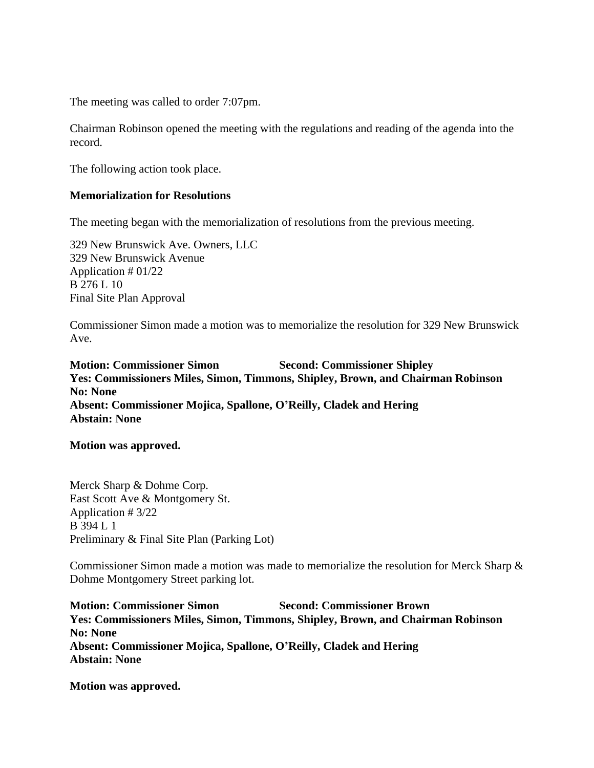The meeting was called to order 7:07pm.

Chairman Robinson opened the meeting with the regulations and reading of the agenda into the record.

The following action took place.

**Memorialization for Resolutions**

The meeting began with the memorialization of resolutions from the previous meeting.

329 New Brunswick Ave. Owners, LLC  
329 New Brunswick Avenue  
Application # 01/22  
B 276 L 10  
Final Site Plan Approval

Commissioner Simon made a motion was to memorialize the resolution for 329 New Brunswick Ave.

**Motion: Commissioner Simon Second: Commissioner Shipley**  
**Yes: Commissioners Miles, Simon, Timmons, Shipley, Brown, and Chairman Robinson**  
**No: None**  
**Absent: Commissioner Mojica, Spallone, O'Reilly, Cladek and Hering**  
**Abstain: None**

**Motion was approved.**

Merck Sharp & Dohme Corp.  
East Scott Ave & Montgomery St.  
Application # 3/22  
B 394 L 1  
Preliminary & Final Site Plan (Parking Lot)

Commissioner Simon made a motion was made to memorialize the resolution for Merck Sharp & Dohme Montgomery Street parking lot.

**Motion: Commissioner Simon Second: Commissioner Brown**  
**Yes: Commissioners Miles, Simon, Timmons, Shipley, Brown, and Chairman Robinson**  
**No: None**  
**Absent: Commissioner Mojica, Spallone, O'Reilly, Cladek and Hering**  
**Abstain: None**

**Motion was approved.**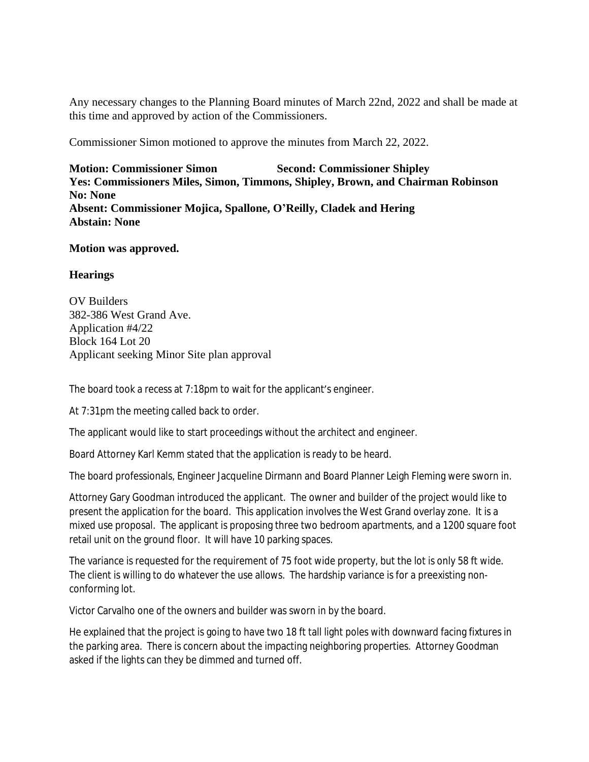Any necessary changes to the Planning Board minutes of March 22nd, 2022 and shall be made at this time and approved by action of the Commissioners.

Commissioner Simon motioned to approve the minutes from March 22, 2022.

**Motion: Commissioner Simon Second: Commissioner Shipley**
**Yes: Commissioners Miles, Simon, Timmons, Shipley, Brown, and Chairman Robinson**
**No: None**
**Absent: Commissioner Mojica, Spallone, O'Reilly, Cladek and Hering**
**Abstain: None**

**Motion was approved.**

**Hearings**

OV Builders
382-386 West Grand Ave.
Application #4/22
Block 164 Lot 20
Applicant seeking Minor Site plan approval

The board took a recess at 7:18pm to wait for the applicant's engineer.

At 7:31pm the meeting called back to order.

The applicant would like to start proceedings without the architect and engineer.

Board Attorney Karl Kemm stated that the application is ready to be heard.

The board professionals, Engineer Jacqueline Dirmann and Board Planner Leigh Fleming were sworn in.

Attorney Gary Goodman introduced the applicant. The owner and builder of the project would like to present the application for the board. This application involves the West Grand overlay zone. It is a mixed use proposal. The applicant is proposing three two bedroom apartments, and a 1200 square foot retail unit on the ground floor. It will have 10 parking spaces.

The variance is requested for the requirement of 75 foot wide property, but the lot is only 58 ft wide. The client is willing to do whatever the use allows. The hardship variance is for a preexisting non-conforming lot.

Victor Carvalho one of the owners and builder was sworn in by the board.

He explained that the project is going to have two 18 ft tall light poles with downward facing fixtures in the parking area. There is concern about the impacting neighboring properties. Attorney Goodman asked if the lights can they be dimmed and turned off.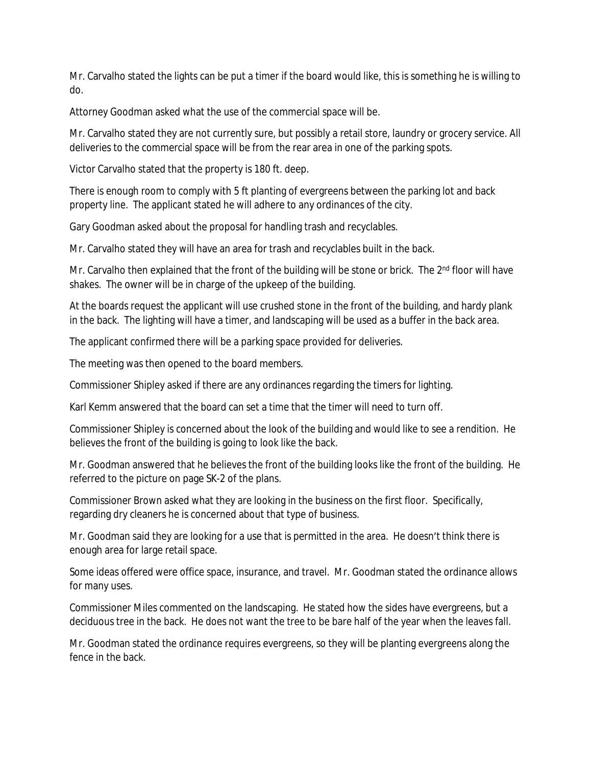Mr. Carvalho stated the lights can be put a timer if the board would like, this is something he is willing to do.

Attorney Goodman asked what the use of the commercial space will be.

Mr. Carvalho stated they are not currently sure, but possibly a retail store, laundry or grocery service. All deliveries to the commercial space will be from the rear area in one of the parking spots.

Victor Carvalho stated that the property is 180 ft. deep.

There is enough room to comply with 5 ft planting of evergreens between the parking lot and back property line. The applicant stated he will adhere to any ordinances of the city.

Gary Goodman asked about the proposal for handling trash and recyclables.

Mr. Carvalho stated they will have an area for trash and recyclables built in the back.

Mr. Carvalho then explained that the front of the building will be stone or brick. The 2nd floor will have shakes. The owner will be in charge of the upkeep of the building.

At the boards request the applicant will use crushed stone in the front of the building, and hardy plank in the back. The lighting will have a timer, and landscaping will be used as a buffer in the back area.

The applicant confirmed there will be a parking space provided for deliveries.

The meeting was then opened to the board members.

Commissioner Shipley asked if there are any ordinances regarding the timers for lighting.

Karl Kemm answered that the board can set a time that the timer will need to turn off.

Commissioner Shipley is concerned about the look of the building and would like to see a rendition. He believes the front of the building is going to look like the back.

Mr. Goodman answered that he believes the front of the building looks like the front of the building. He referred to the picture on page SK-2 of the plans.

Commissioner Brown asked what they are looking in the business on the first floor. Specifically, regarding dry cleaners he is concerned about that type of business.

Mr. Goodman said they are looking for a use that is permitted in the area. He doesn't think there is enough area for large retail space.

Some ideas offered were office space, insurance, and travel. Mr. Goodman stated the ordinance allows for many uses.

Commissioner Miles commented on the landscaping. He stated how the sides have evergreens, but a deciduous tree in the back. He does not want the tree to be bare half of the year when the leaves fall.

Mr. Goodman stated the ordinance requires evergreens, so they will be planting evergreens along the fence in the back.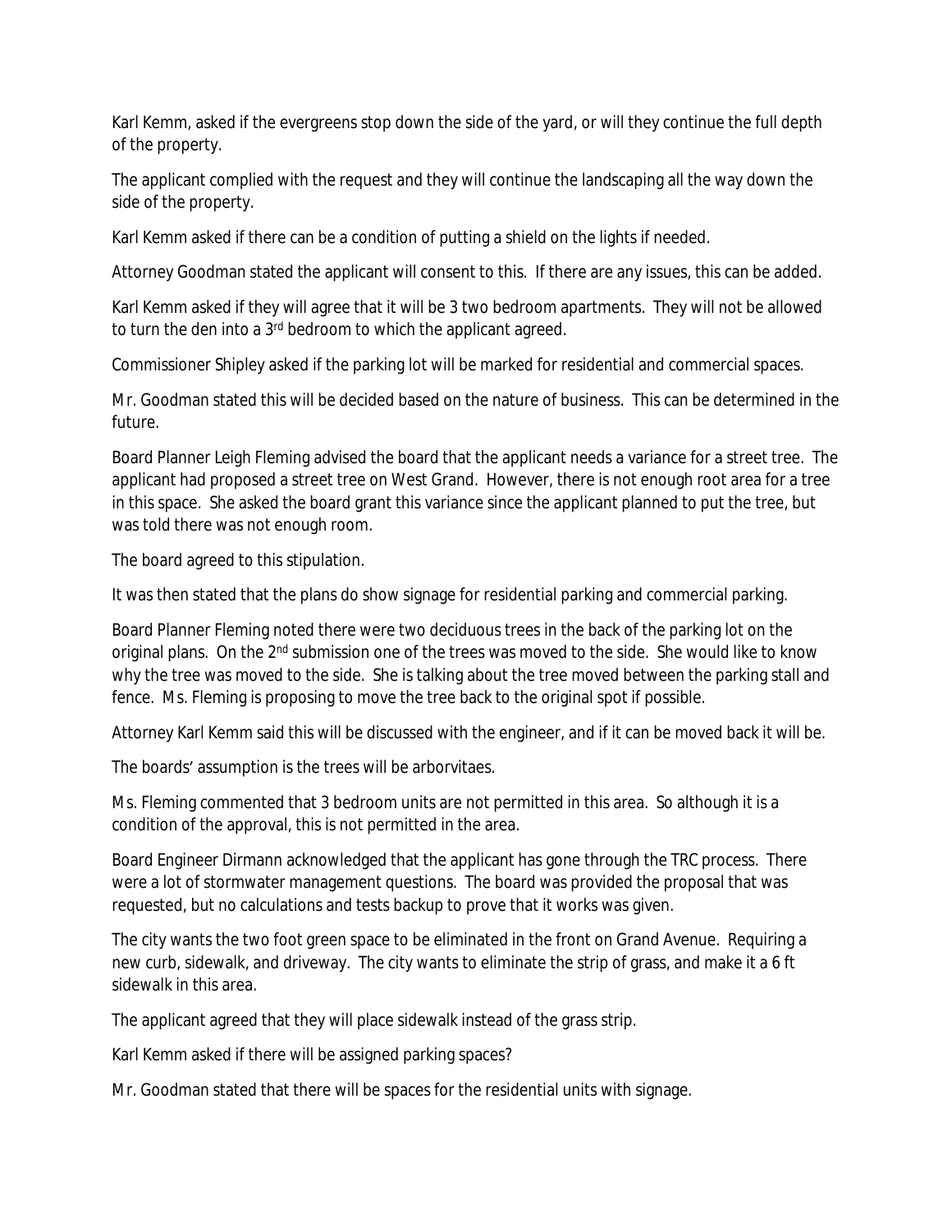Karl Kemm, asked if the evergreens stop down the side of the yard, or will they continue the full depth of the property.

The applicant complied with the request and they will continue the landscaping all the way down the side of the property.

Karl Kemm asked if there can be a condition of putting a shield on the lights if needed.

Attorney Goodman stated the applicant will consent to this. If there are any issues, this can be added.

Karl Kemm asked if they will agree that it will be 3 two bedroom apartments. They will not be allowed to turn the den into a 3rd bedroom to which the applicant agreed.

Commissioner Shipley asked if the parking lot will be marked for residential and commercial spaces.

Mr. Goodman stated this will be decided based on the nature of business. This can be determined in the future.

Board Planner Leigh Fleming advised the board that the applicant needs a variance for a street tree. The applicant had proposed a street tree on West Grand. However, there is not enough root area for a tree in this space. She asked the board grant this variance since the applicant planned to put the tree, but was told there was not enough room.

The board agreed to this stipulation.

It was then stated that the plans do show signage for residential parking and commercial parking.

Board Planner Fleming noted there were two deciduous trees in the back of the parking lot on the original plans. On the 2nd submission one of the trees was moved to the side. She would like to know why the tree was moved to the side. She is talking about the tree moved between the parking stall and fence. Ms. Fleming is proposing to move the tree back to the original spot if possible.

Attorney Karl Kemm said this will be discussed with the engineer, and if it can be moved back it will be.

The boards' assumption is the trees will be arborvitaes.

Ms. Fleming commented that 3 bedroom units are not permitted in this area. So although it is a condition of the approval, this is not permitted in the area.

Board Engineer Dirmann acknowledged that the applicant has gone through the TRC process. There were a lot of stormwater management questions. The board was provided the proposal that was requested, but no calculations and tests backup to prove that it works was given.

The city wants the two foot green space to be eliminated in the front on Grand Avenue. Requiring a new curb, sidewalk, and driveway. The city wants to eliminate the strip of grass, and make it a 6 ft sidewalk in this area.

The applicant agreed that they will place sidewalk instead of the grass strip.

Karl Kemm asked if there will be assigned parking spaces?

Mr. Goodman stated that there will be spaces for the residential units with signage.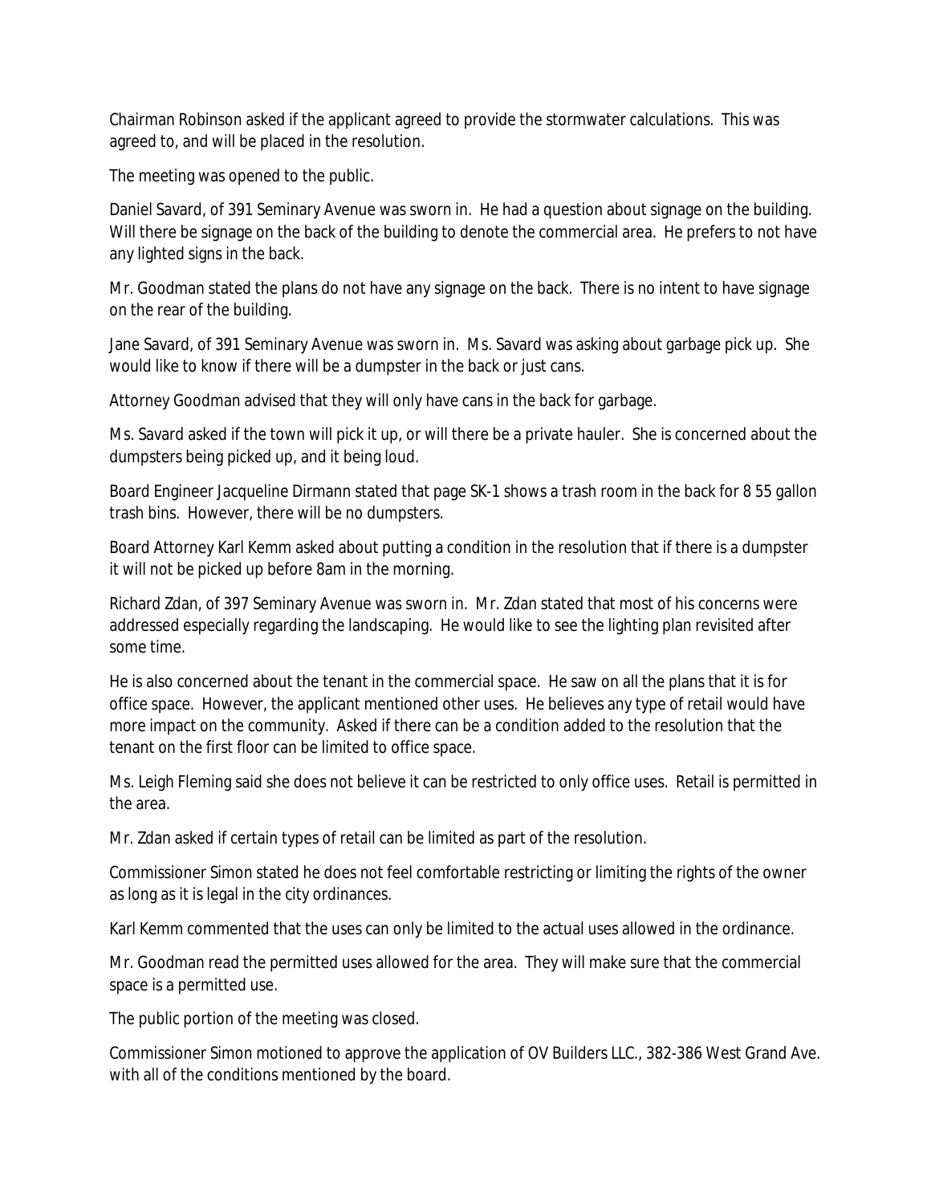Chairman Robinson asked if the applicant agreed to provide the stormwater calculations. This was agreed to, and will be placed in the resolution.

The meeting was opened to the public.

Daniel Savard, of 391 Seminary Avenue was sworn in. He had a question about signage on the building. Will there be signage on the back of the building to denote the commercial area. He prefers to not have any lighted signs in the back.

Mr. Goodman stated the plans do not have any signage on the back. There is no intent to have signage on the rear of the building.

Jane Savard, of 391 Seminary Avenue was sworn in. Ms. Savard was asking about garbage pick up. She would like to know if there will be a dumpster in the back or just cans.

Attorney Goodman advised that they will only have cans in the back for garbage.

Ms. Savard asked if the town will pick it up, or will there be a private hauler. She is concerned about the dumpsters being picked up, and it being loud.

Board Engineer Jacqueline Dirmann stated that page SK-1 shows a trash room in the back for 8 55 gallon trash bins. However, there will be no dumpsters.

Board Attorney Karl Kemm asked about putting a condition in the resolution that if there is a dumpster it will not be picked up before 8am in the morning.

Richard Zdan, of 397 Seminary Avenue was sworn in. Mr. Zdan stated that most of his concerns were addressed especially regarding the landscaping. He would like to see the lighting plan revisited after some time.

He is also concerned about the tenant in the commercial space. He saw on all the plans that it is for office space. However, the applicant mentioned other uses. He believes any type of retail would have more impact on the community. Asked if there can be a condition added to the resolution that the tenant on the first floor can be limited to office space.

Ms. Leigh Fleming said she does not believe it can be restricted to only office uses. Retail is permitted in the area.

Mr. Zdan asked if certain types of retail can be limited as part of the resolution.

Commissioner Simon stated he does not feel comfortable restricting or limiting the rights of the owner as long as it is legal in the city ordinances.

Karl Kemm commented that the uses can only be limited to the actual uses allowed in the ordinance.

Mr. Goodman read the permitted uses allowed for the area. They will make sure that the commercial space is a permitted use.

The public portion of the meeting was closed.

Commissioner Simon motioned to approve the application of OV Builders LLC., 382-386 West Grand Ave. with all of the conditions mentioned by the board.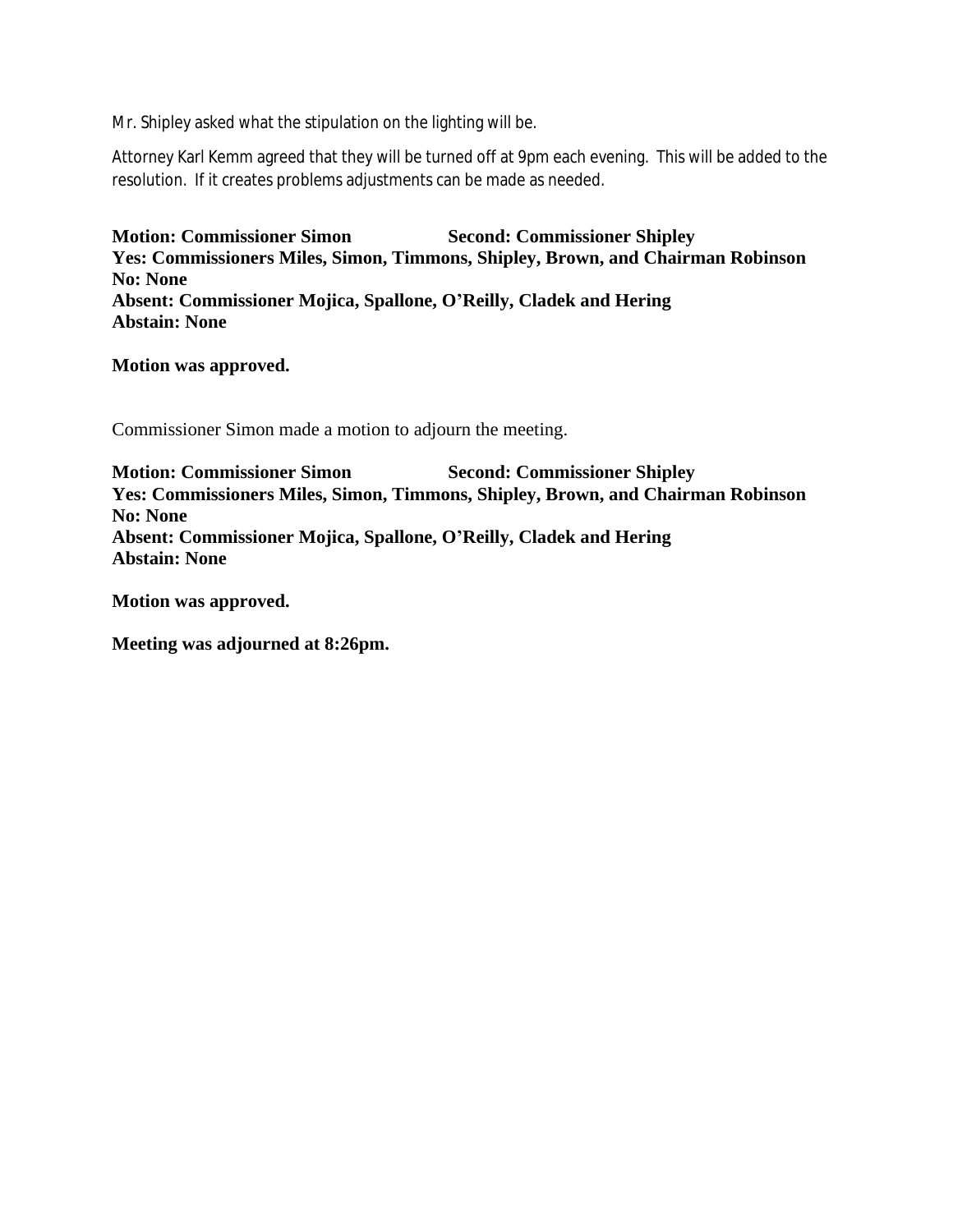Mr. Shipley asked what the stipulation on the lighting will be.

Attorney Karl Kemm agreed that they will be turned off at 9pm each evening. This will be added to the resolution. If it creates problems adjustments can be made as needed.

**Motion: Commissioner Simon Second: Commissioner Shipley**
**Yes: Commissioners Miles, Simon, Timmons, Shipley, Brown, and Chairman Robinson**
**No: None**
**Absent: Commissioner Mojica, Spallone, O'Reilly, Cladek and Hering**
**Abstain: None**

**Motion was approved.**

Commissioner Simon made a motion to adjourn the meeting.

**Motion: Commissioner Simon Second: Commissioner Shipley**
**Yes: Commissioners Miles, Simon, Timmons, Shipley, Brown, and Chairman Robinson**
**No: None**
**Absent: Commissioner Mojica, Spallone, O'Reilly, Cladek and Hering**
**Abstain: None**

**Motion was approved.**

**Meeting was adjourned at 8:26pm.**